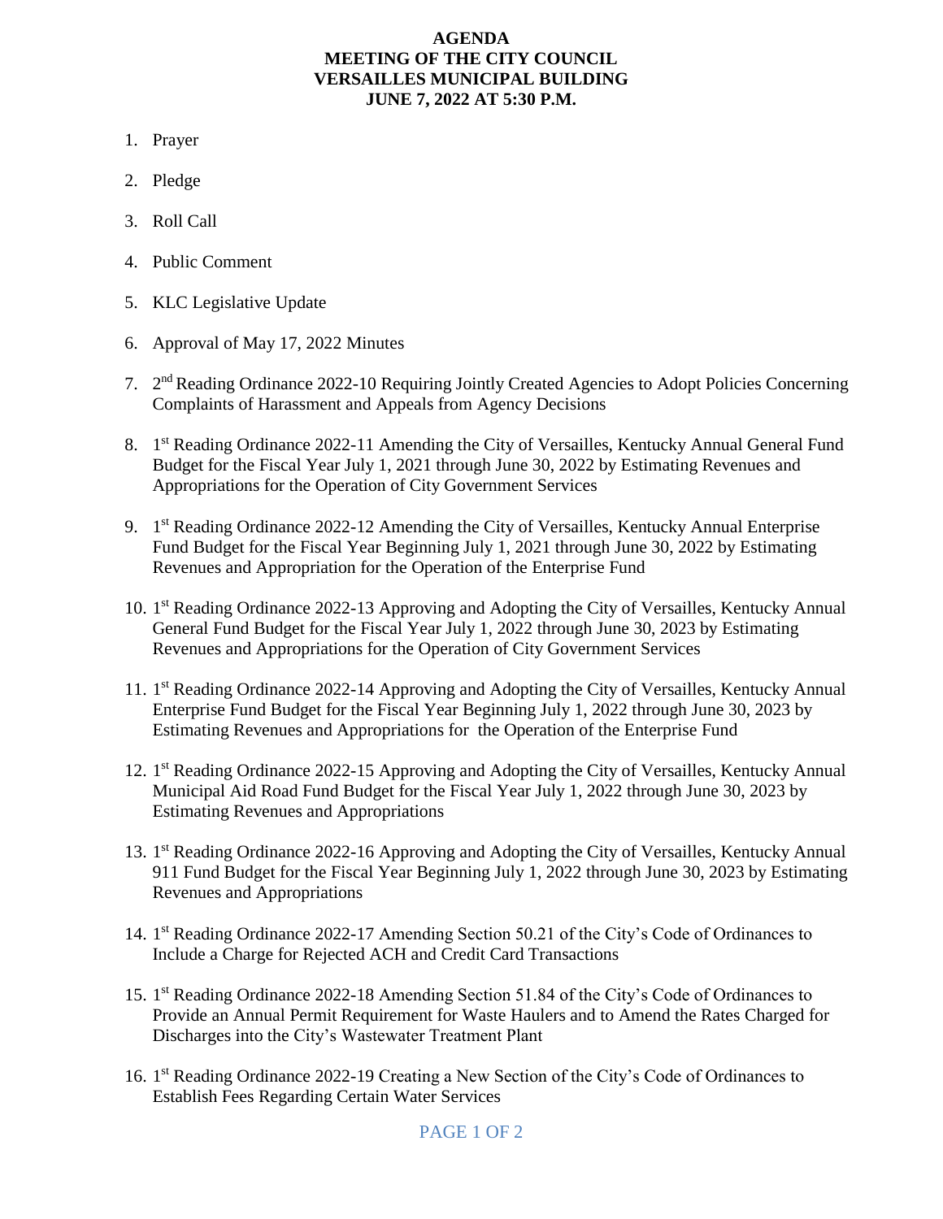# AGENDA
# MEETING OF THE CITY COUNCIL
# VERSAILLES MUNICIPAL BUILDING
# JUNE 7, 2022 AT 5:30 P.M.

1. Prayer
2. Pledge
3. Roll Call
4. Public Comment
5. KLC Legislative Update
6. Approval of May 17, 2022 Minutes
7. 2nd Reading Ordinance 2022-10 Requiring Jointly Created Agencies to Adopt Policies Concerning Complaints of Harassment and Appeals from Agency Decisions
8. 1st Reading Ordinance 2022-11 Amending the City of Versailles, Kentucky Annual General Fund Budget for the Fiscal Year July 1, 2021 through June 30, 2022 by Estimating Revenues and Appropriations for the Operation of City Government Services
9. 1st Reading Ordinance 2022-12 Amending the City of Versailles, Kentucky Annual Enterprise Fund Budget for the Fiscal Year Beginning July 1, 2021 through June 30, 2022 by Estimating Revenues and Appropriation for the Operation of the Enterprise Fund
10. 1st Reading Ordinance 2022-13 Approving and Adopting the City of Versailles, Kentucky Annual General Fund Budget for the Fiscal Year July 1, 2022 through June 30, 2023 by Estimating Revenues and Appropriations for the Operation of City Government Services
11. 1st Reading Ordinance 2022-14 Approving and Adopting the City of Versailles, Kentucky Annual Enterprise Fund Budget for the Fiscal Year Beginning July 1, 2022 through June 30, 2023 by Estimating Revenues and Appropriations for the Operation of the Enterprise Fund
12. 1st Reading Ordinance 2022-15 Approving and Adopting the City of Versailles, Kentucky Annual Municipal Aid Road Fund Budget for the Fiscal Year July 1, 2022 through June 30, 2023 by Estimating Revenues and Appropriations
13. 1st Reading Ordinance 2022-16 Approving and Adopting the City of Versailles, Kentucky Annual 911 Fund Budget for the Fiscal Year Beginning July 1, 2022 through June 30, 2023 by Estimating Revenues and Appropriations
14. 1st Reading Ordinance 2022-17 Amending Section 50.21 of the City's Code of Ordinances to Include a Charge for Rejected ACH and Credit Card Transactions
15. 1st Reading Ordinance 2022-18 Amending Section 51.84 of the City's Code of Ordinances to Provide an Annual Permit Requirement for Waste Haulers and to Amend the Rates Charged for Discharges into the City's Wastewater Treatment Plant
16. 1st Reading Ordinance 2022-19 Creating a New Section of the City's Code of Ordinances to Establish Fees Regarding Certain Water Services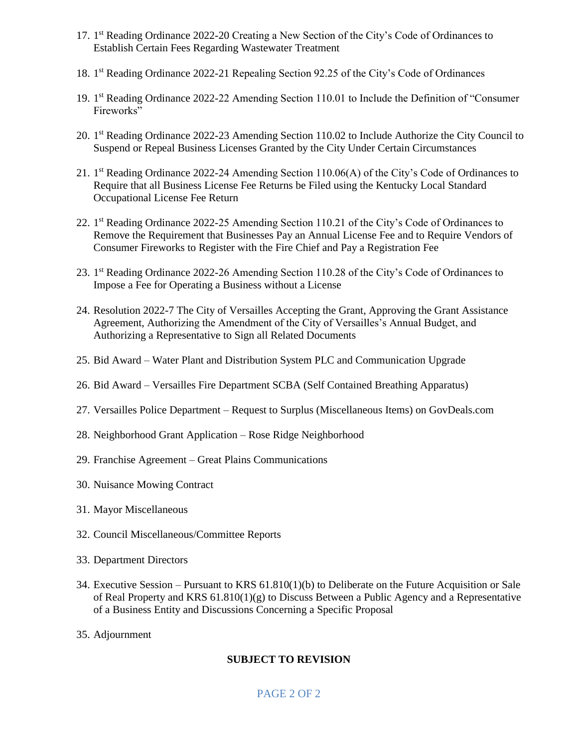17. 1st Reading Ordinance 2022-20 Creating a New Section of the City's Code of Ordinances to Establish Certain Fees Regarding Wastewater Treatment

18. 1st Reading Ordinance 2022-21 Repealing Section 92.25 of the City's Code of Ordinances

19. 1st Reading Ordinance 2022-22 Amending Section 110.01 to Include the Definition of "Consumer Fireworks"

20. 1st Reading Ordinance 2022-23 Amending Section 110.02 to Include Authorize the City Council to Suspend or Repeal Business Licenses Granted by the City Under Certain Circumstances

21. 1st Reading Ordinance 2022-24 Amending Section 110.06(A) of the City's Code of Ordinances to Require that all Business License Fee Returns be Filed using the Kentucky Local Standard Occupational License Fee Return

22. 1st Reading Ordinance 2022-25 Amending Section 110.21 of the City's Code of Ordinances to Remove the Requirement that Businesses Pay an Annual License Fee and to Require Vendors of Consumer Fireworks to Register with the Fire Chief and Pay a Registration Fee

23. 1st Reading Ordinance 2022-26 Amending Section 110.28 of the City's Code of Ordinances to Impose a Fee for Operating a Business without a License

24. Resolution 2022-7 The City of Versailles Accepting the Grant, Approving the Grant Assistance Agreement, Authorizing the Amendment of the City of Versailles's Annual Budget, and Authorizing a Representative to Sign all Related Documents

25. Bid Award – Water Plant and Distribution System PLC and Communication Upgrade

26. Bid Award – Versailles Fire Department SCBA (Self Contained Breathing Apparatus)

27. Versailles Police Department – Request to Surplus (Miscellaneous Items) on GovDeals.com

28. Neighborhood Grant Application – Rose Ridge Neighborhood

29. Franchise Agreement – Great Plains Communications

30. Nuisance Mowing Contract

31. Mayor Miscellaneous

32. Council Miscellaneous/Committee Reports

33. Department Directors

34. Executive Session – Pursuant to KRS 61.810(1)(b) to Deliberate on the Future Acquisition or Sale of Real Property and KRS 61.810(1)(g) to Discuss Between a Public Agency and a Representative of a Business Entity and Discussions Concerning a Specific Proposal

35. Adjournment

**SUBJECT TO REVISION**